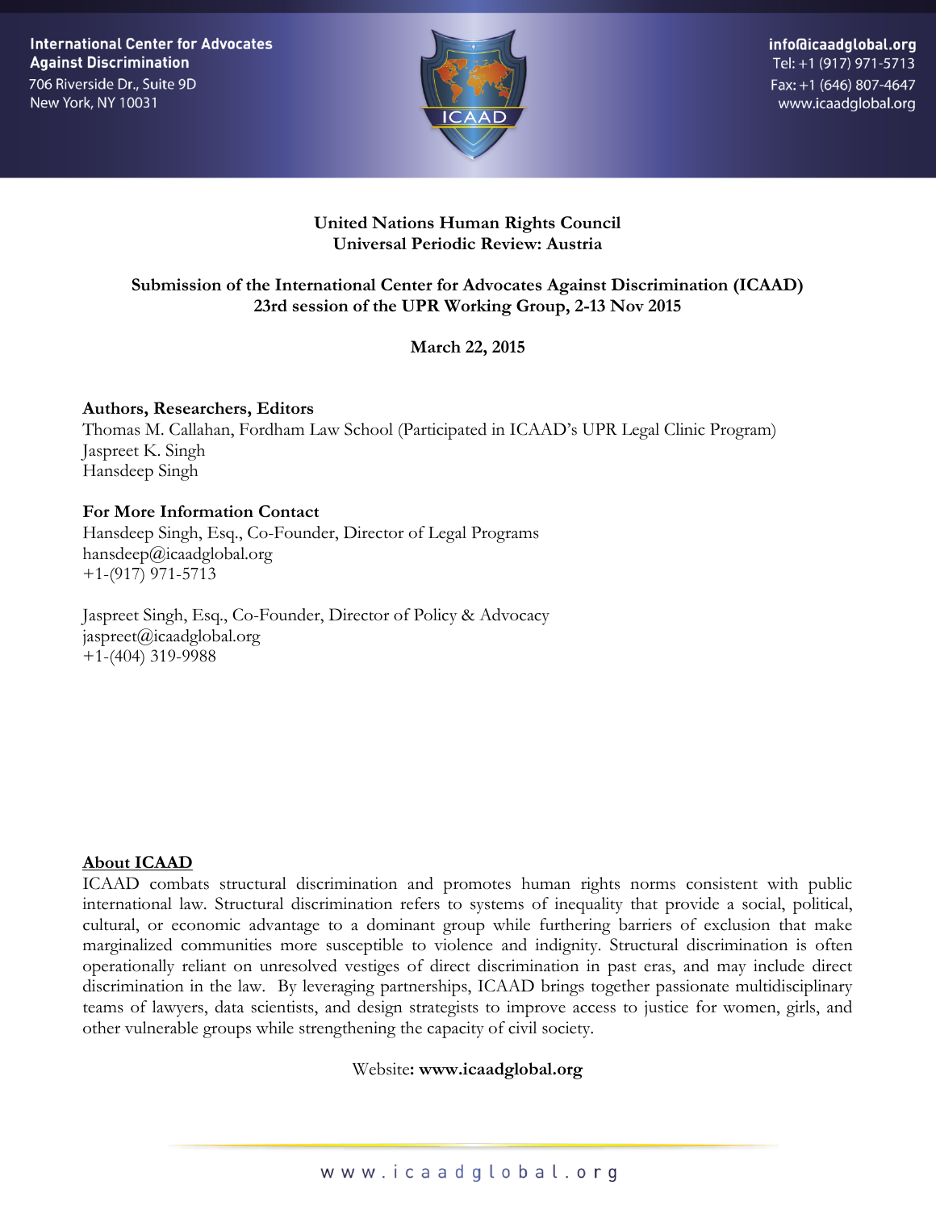International Center for Advocates Against Discrimination
706 Riverside Dr., Suite 9D
New York, NY 10031

info@icaadglobal.org
Tel: +1 (917) 971-5713
Fax: +1 (646) 807-4647
www.icaadglobal.org

**United Nations Human Rights Council**
**Universal Periodic Review: Austria**

**Submission of the International Center for Advocates Against Discrimination (ICAAD)**
**23rd session of the UPR Working Group, 2-13 Nov 2015**

**March 22, 2015**

**Authors, Researchers, Editors**
Thomas M. Callahan, Fordham Law School (Participated in ICAAD's UPR Legal Clinic Program)
Jaspreet K. Singh
Hansdeep Singh

**For More Information Contact**
Hansdeep Singh, Esq., Co-Founder, Director of Legal Programs
hansdeep@icaadglobal.org
+1-(917) 971-5713

Jaspreet Singh, Esq., Co-Founder, Director of Policy & Advocacy
jaspreet@icaadglobal.org
+1-(404) 319-9988

**About ICAAD**

ICAAD combats structural discrimination and promotes human rights norms consistent with public international law. Structural discrimination refers to systems of inequality that provide a social, political, cultural, or economic advantage to a dominant group while furthering barriers of exclusion that make marginalized communities more susceptible to violence and indignity. Structural discrimination is often operationally reliant on unresolved vestiges of direct discrimination in past eras, and may include direct discrimination in the law. By leveraging partnerships, ICAAD brings together passionate multidisciplinary teams of lawyers, data scientists, and design strategists to improve access to justice for women, girls, and other vulnerable groups while strengthening the capacity of civil society.

Website**: www.icaadglobal.org**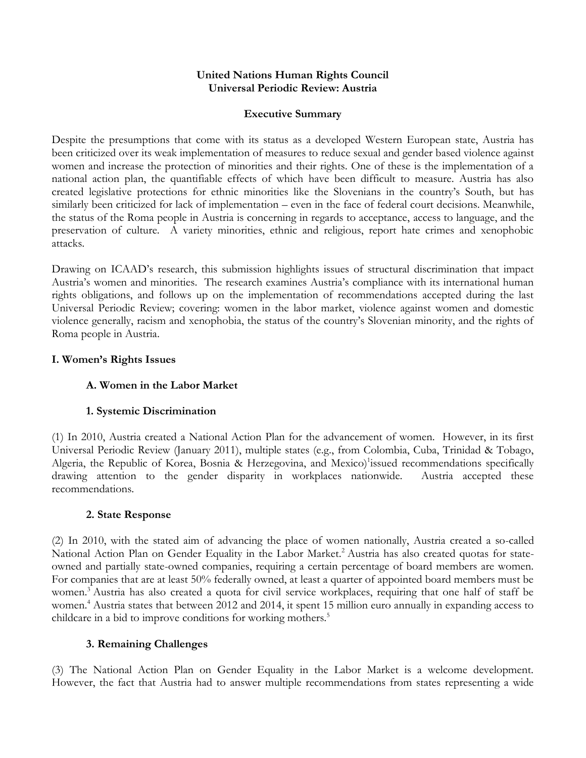**United Nations Human Rights Council**
**Universal Periodic Review: Austria**

**Executive Summary**

Despite the presumptions that come with its status as a developed Western European state, Austria has been criticized over its weak implementation of measures to reduce sexual and gender based violence against women and increase the protection of minorities and their rights. One of these is the implementation of a national action plan, the quantifiable effects of which have been difficult to measure. Austria has also created legislative protections for ethnic minorities like the Slovenians in the country's South, but has similarly been criticized for lack of implementation – even in the face of federal court decisions. Meanwhile, the status of the Roma people in Austria is concerning in regards to acceptance, access to language, and the preservation of culture. A variety minorities, ethnic and religious, report hate crimes and xenophobic attacks.

Drawing on ICAAD's research, this submission highlights issues of structural discrimination that impact Austria's women and minorities. The research examines Austria's compliance with its international human rights obligations, and follows up on the implementation of recommendations accepted during the last Universal Periodic Review; covering: women in the labor market, violence against women and domestic violence generally, racism and xenophobia, the status of the country's Slovenian minority, and the rights of Roma people in Austria.

## I. Women's Rights Issues

### A. Women in the Labor Market

#### 1. Systemic Discrimination

(1) In 2010, Austria created a National Action Plan for the advancement of women. However, in its first Universal Periodic Review (January 2011), multiple states (e.g., from Colombia, Cuba, Trinidad & Tobago, Algeria, the Republic of Korea, Bosnia & Herzegovina, and Mexico)[1]issued recommendations specifically drawing attention to the gender disparity in workplaces nationwide. Austria accepted these recommendations.

#### 2. State Response

(2) In 2010, with the stated aim of advancing the place of women nationally, Austria created a so-called National Action Plan on Gender Equality in the Labor Market.[2] Austria has also created quotas for state-owned and partially state-owned companies, requiring a certain percentage of board members are women. For companies that are at least 50% federally owned, at least a quarter of appointed board members must be women.[3] Austria has also created a quota for civil service workplaces, requiring that one half of staff be women.[4] Austria states that between 2012 and 2014, it spent 15 million euro annually in expanding access to childcare in a bid to improve conditions for working mothers.[5]

#### 3. Remaining Challenges

(3) The National Action Plan on Gender Equality in the Labor Market is a welcome development. However, the fact that Austria had to answer multiple recommendations from states representing a wide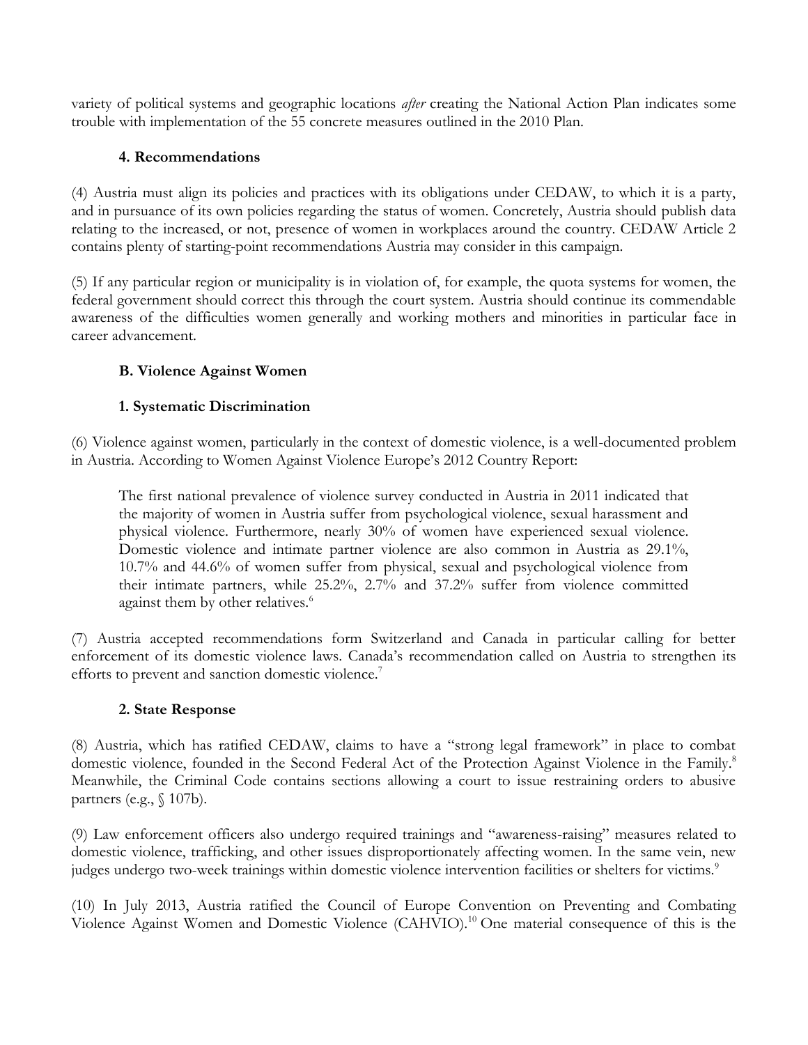variety of political systems and geographic locations *after* creating the National Action Plan indicates some trouble with implementation of the 55 concrete measures outlined in the 2010 Plan.

### 4. Recommendations

(4) Austria must align its policies and practices with its obligations under CEDAW, to which it is a party, and in pursuance of its own policies regarding the status of women. Concretely, Austria should publish data relating to the increased, or not, presence of women in workplaces around the country. CEDAW Article 2 contains plenty of starting-point recommendations Austria may consider in this campaign.

(5) If any particular region or municipality is in violation of, for example, the quota systems for women, the federal government should correct this through the court system. Austria should continue its commendable awareness of the difficulties women generally and working mothers and minorities in particular face in career advancement.

## B. Violence Against Women

### 1. Systematic Discrimination

(6) Violence against women, particularly in the context of domestic violence, is a well-documented problem in Austria. According to Women Against Violence Europe's 2012 Country Report:

> The first national prevalence of violence survey conducted in Austria in 2011 indicated that the majority of women in Austria suffer from psychological violence, sexual harassment and physical violence. Furthermore, nearly 30% of women have experienced sexual violence. Domestic violence and intimate partner violence are also common in Austria as 29.1%, 10.7% and 44.6% of women suffer from physical, sexual and psychological violence from their intimate partners, while 25.2%, 2.7% and 37.2% suffer from violence committed against them by other relatives.[6]

(7) Austria accepted recommendations form Switzerland and Canada in particular calling for better enforcement of its domestic violence laws. Canada's recommendation called on Austria to strengthen its efforts to prevent and sanction domestic violence.[7]

### 2. State Response

(8) Austria, which has ratified CEDAW, claims to have a "strong legal framework" in place to combat domestic violence, founded in the Second Federal Act of the Protection Against Violence in the Family.[8] Meanwhile, the Criminal Code contains sections allowing a court to issue restraining orders to abusive partners (e.g., § 107b).

(9) Law enforcement officers also undergo required trainings and "awareness-raising" measures related to domestic violence, trafficking, and other issues disproportionately affecting women. In the same vein, new judges undergo two-week trainings within domestic violence intervention facilities or shelters for victims.[9]

(10) In July 2013, Austria ratified the Council of Europe Convention on Preventing and Combating Violence Against Women and Domestic Violence (CAHVIO).[10] One material consequence of this is the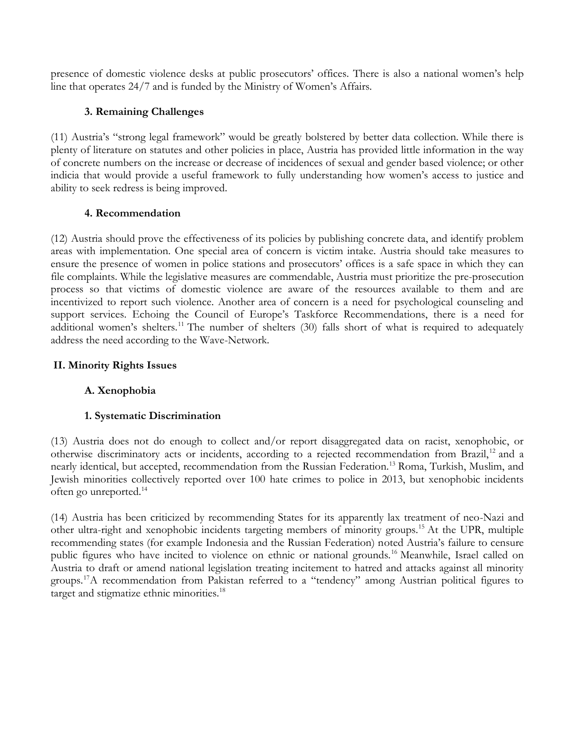presence of domestic violence desks at public prosecutors' offices. There is also a national women's help line that operates 24/7 and is funded by the Ministry of Women's Affairs.

### 3. Remaining Challenges

(11) Austria's "strong legal framework" would be greatly bolstered by better data collection. While there is plenty of literature on statutes and other policies in place, Austria has provided little information in the way of concrete numbers on the increase or decrease of incidences of sexual and gender based violence; or other indicia that would provide a useful framework to fully understanding how women's access to justice and ability to seek redress is being improved.

### 4. Recommendation

(12) Austria should prove the effectiveness of its policies by publishing concrete data, and identify problem areas with implementation. One special area of concern is victim intake. Austria should take measures to ensure the presence of women in police stations and prosecutors' offices is a safe space in which they can file complaints. While the legislative measures are commendable, Austria must prioritize the pre-prosecution process so that victims of domestic violence are aware of the resources available to them and are incentivized to report such violence. Another area of concern is a need for psychological counseling and support services. Echoing the Council of Europe's Taskforce Recommendations, there is a need for additional women's shelters.[11] The number of shelters (30) falls short of what is required to adequately address the need according to the Wave-Network.

## II. Minority Rights Issues

### A. Xenophobia

### 1. Systematic Discrimination

(13) Austria does not do enough to collect and/or report disaggregated data on racist, xenophobic, or otherwise discriminatory acts or incidents, according to a rejected recommendation from Brazil,[12] and a nearly identical, but accepted, recommendation from the Russian Federation.[13] Roma, Turkish, Muslim, and Jewish minorities collectively reported over 100 hate crimes to police in 2013, but xenophobic incidents often go unreported.[14]

(14) Austria has been criticized by recommending States for its apparently lax treatment of neo-Nazi and other ultra-right and xenophobic incidents targeting members of minority groups.[15] At the UPR, multiple recommending states (for example Indonesia and the Russian Federation) noted Austria's failure to censure public figures who have incited to violence on ethnic or national grounds.[16] Meanwhile, Israel called on Austria to draft or amend national legislation treating incitement to hatred and attacks against all minority groups.[17]A recommendation from Pakistan referred to a "tendency" among Austrian political figures to target and stigmatize ethnic minorities.[18]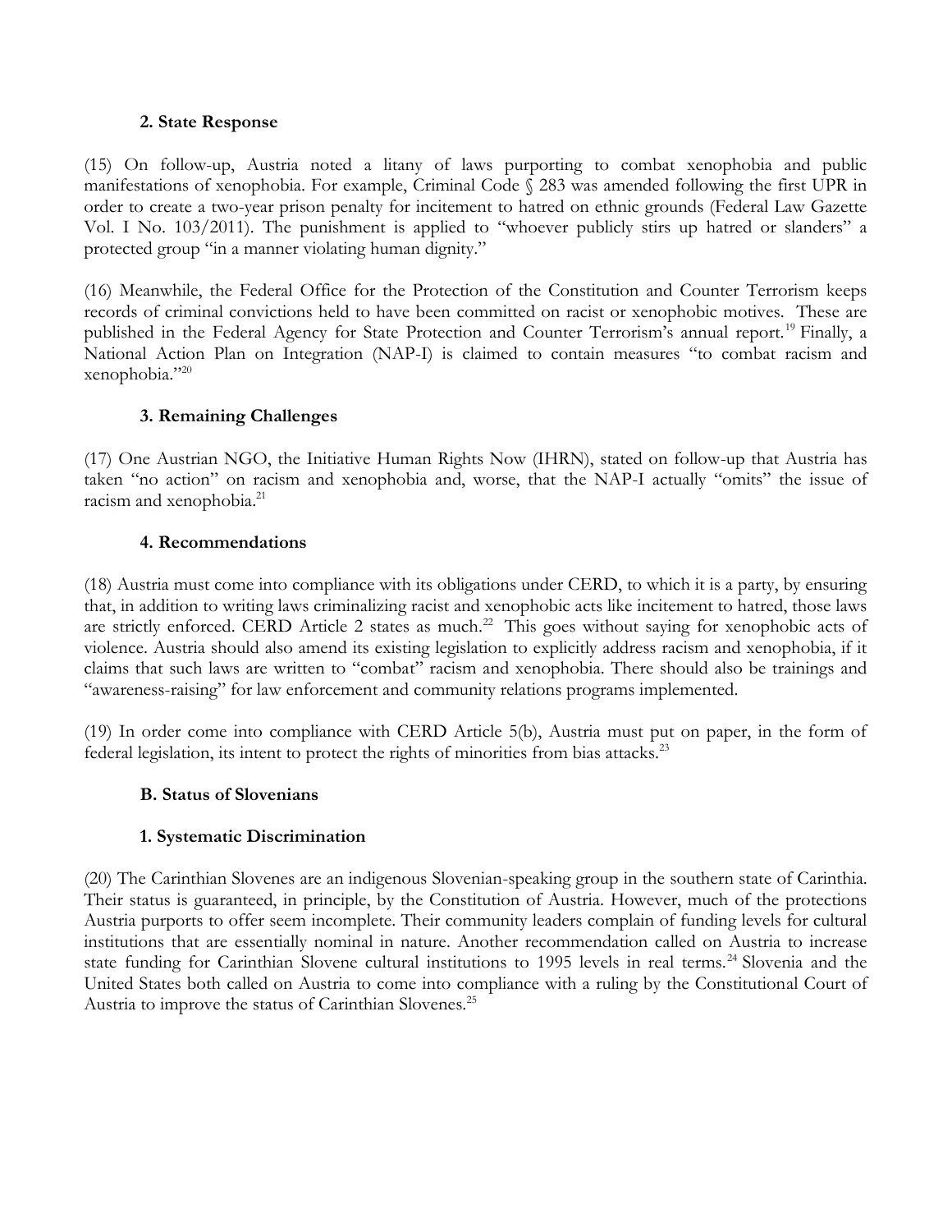### 2. State Response

(15) On follow-up, Austria noted a litany of laws purporting to combat xenophobia and public manifestations of xenophobia. For example, Criminal Code § 283 was amended following the first UPR in order to create a two-year prison penalty for incitement to hatred on ethnic grounds (Federal Law Gazette Vol. I No. 103/2011). The punishment is applied to "whoever publicly stirs up hatred or slanders" a protected group "in a manner violating human dignity."

(16) Meanwhile, the Federal Office for the Protection of the Constitution and Counter Terrorism keeps records of criminal convictions held to have been committed on racist or xenophobic motives. These are published in the Federal Agency for State Protection and Counter Terrorism's annual report.[19] Finally, a National Action Plan on Integration (NAP-I) is claimed to contain measures "to combat racism and xenophobia."[20]

### 3. Remaining Challenges

(17) One Austrian NGO, the Initiative Human Rights Now (IHRN), stated on follow-up that Austria has taken "no action" on racism and xenophobia and, worse, that the NAP-I actually "omits" the issue of racism and xenophobia.[21]

### 4. Recommendations

(18) Austria must come into compliance with its obligations under CERD, to which it is a party, by ensuring that, in addition to writing laws criminalizing racist and xenophobic acts like incitement to hatred, those laws are strictly enforced. CERD Article 2 states as much.[22] This goes without saying for xenophobic acts of violence. Austria should also amend its existing legislation to explicitly address racism and xenophobia, if it claims that such laws are written to "combat" racism and xenophobia. There should also be trainings and "awareness-raising" for law enforcement and community relations programs implemented.

(19) In order come into compliance with CERD Article 5(b), Austria must put on paper, in the form of federal legislation, its intent to protect the rights of minorities from bias attacks.[23]

## B. Status of Slovenians

### 1. Systematic Discrimination

(20) The Carinthian Slovenes are an indigenous Slovenian-speaking group in the southern state of Carinthia. Their status is guaranteed, in principle, by the Constitution of Austria. However, much of the protections Austria purports to offer seem incomplete. Their community leaders complain of funding levels for cultural institutions that are essentially nominal in nature. Another recommendation called on Austria to increase state funding for Carinthian Slovene cultural institutions to 1995 levels in real terms.[24] Slovenia and the United States both called on Austria to come into compliance with a ruling by the Constitutional Court of Austria to improve the status of Carinthian Slovenes.[25]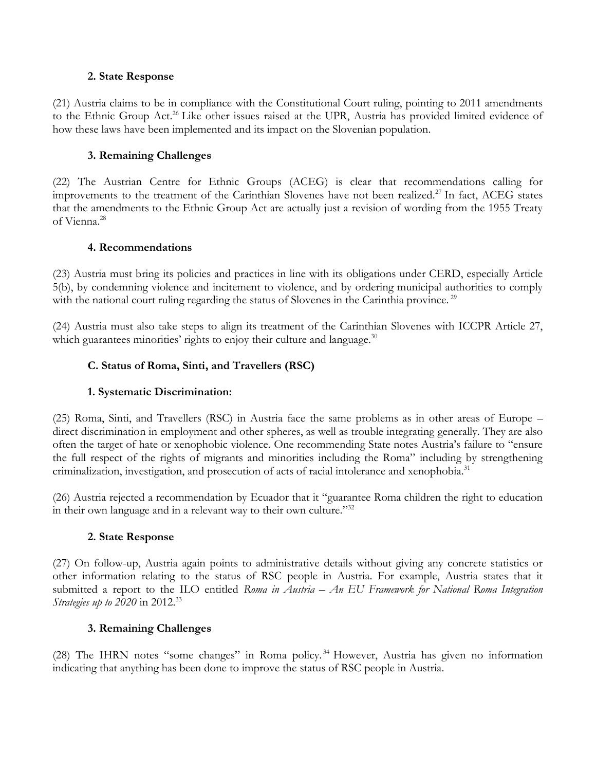### 2. State Response

(21) Austria claims to be in compliance with the Constitutional Court ruling, pointing to 2011 amendments to the Ethnic Group Act.[26] Like other issues raised at the UPR, Austria has provided limited evidence of how these laws have been implemented and its impact on the Slovenian population.

### 3. Remaining Challenges

(22) The Austrian Centre for Ethnic Groups (ACEG) is clear that recommendations calling for improvements to the treatment of the Carinthian Slovenes have not been realized.[27] In fact, ACEG states that the amendments to the Ethnic Group Act are actually just a revision of wording from the 1955 Treaty of Vienna.[28]

### 4. Recommendations

(23) Austria must bring its policies and practices in line with its obligations under CERD, especially Article 5(b), by condemning violence and incitement to violence, and by ordering municipal authorities to comply with the national court ruling regarding the status of Slovenes in the Carinthia province.[29]

(24) Austria must also take steps to align its treatment of the Carinthian Slovenes with ICCPR Article 27, which guarantees minorities' rights to enjoy their culture and language.[30]

## C. Status of Roma, Sinti, and Travellers (RSC)

### 1. Systematic Discrimination:

(25) Roma, Sinti, and Travellers (RSC) in Austria face the same problems as in other areas of Europe – direct discrimination in employment and other spheres, as well as trouble integrating generally. They are also often the target of hate or xenophobic violence. One recommending State notes Austria's failure to "ensure the full respect of the rights of migrants and minorities including the Roma" including by strengthening criminalization, investigation, and prosecution of acts of racial intolerance and xenophobia.[31]

(26) Austria rejected a recommendation by Ecuador that it "guarantee Roma children the right to education in their own language and in a relevant way to their own culture."[32]

### 2. State Response

(27) On follow-up, Austria again points to administrative details without giving any concrete statistics or other information relating to the status of RSC people in Austria. For example, Austria states that it submitted a report to the ILO entitled *Roma in Austria – An EU Framework for National Roma Integration Strategies up to 2020* in 2012.[33]

### 3. Remaining Challenges

(28) The IHRN notes "some changes" in Roma policy.[34] However, Austria has given no information indicating that anything has been done to improve the status of RSC people in Austria.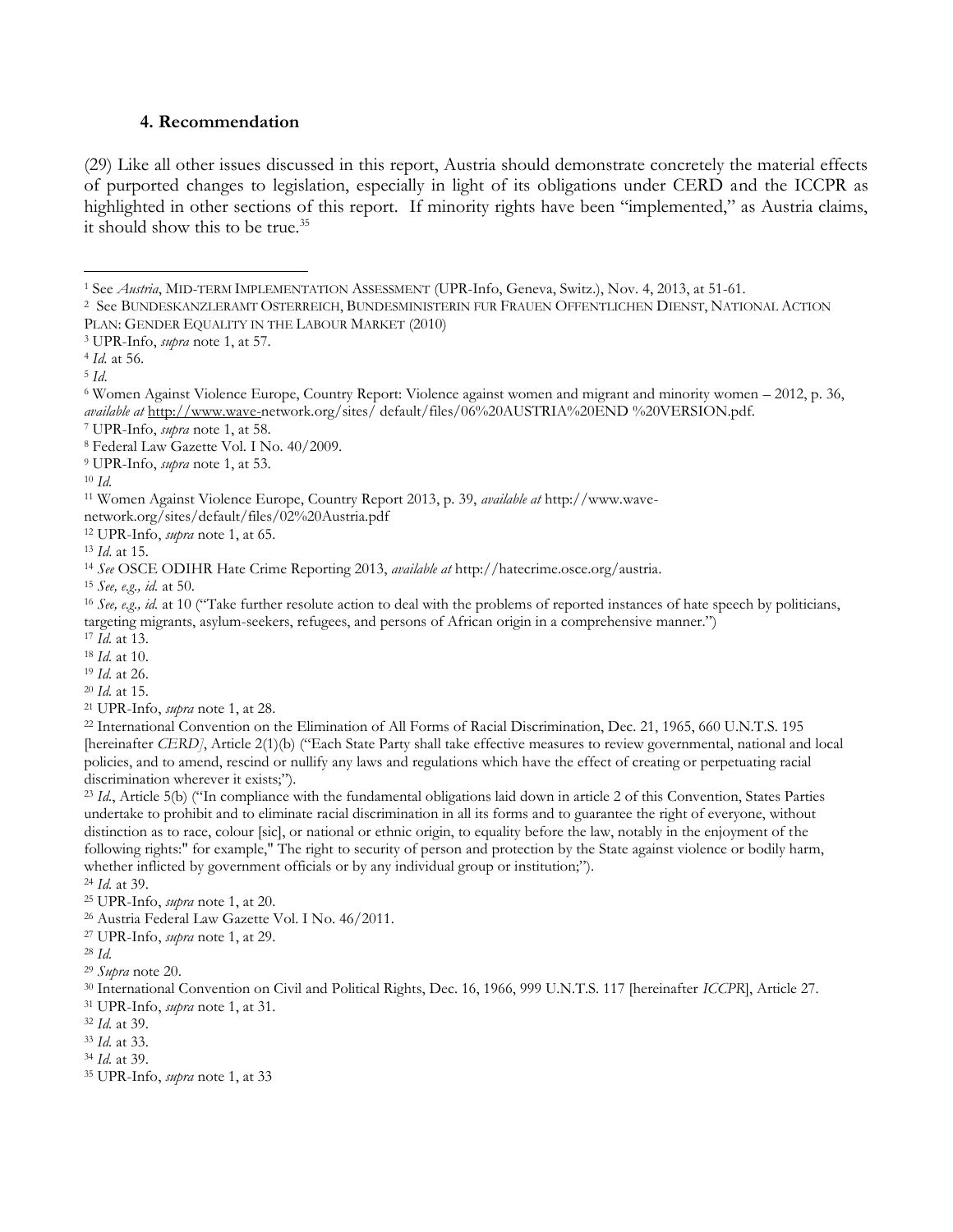#### 4. Recommendation

(29) Like all other issues discussed in this report, Austria should demonstrate concretely the material effects of purported changes to legislation, especially in light of its obligations under CERD and the ICCPR as highlighted in other sections of this report. If minority rights have been "implemented," as Austria claims, it should show this to be true.[35]

---

[1] See *Austria*, MID-TERM IMPLEMENTATION ASSESSMENT (UPR-Info, Geneva, Switz.), Nov. 4, 2013, at 51-61.

[2] See BUNDESKANZLERAMT OSTERREICH, BUNDESMINISTERIN FUR FRAUEN OFFENTLICHEN DIENST, NATIONAL ACTION PLAN: GENDER EQUALITY IN THE LABOUR MARKET (2010)

[3] UPR-Info, *supra* note 1, at 57.

[4] *Id.* at 56.

[5] *Id.*

[6] Women Against Violence Europe, Country Report: Violence against women and migrant and minority women – 2012, p. 36, *available at* http://www.wave-network.org/sites/ default/files/06%20AUSTRIA%20END %20VERSION.pdf.

[7] UPR-Info, *supra* note 1, at 58.

[8] Federal Law Gazette Vol. I No. 40/2009.

[9] UPR-Info, *supra* note 1, at 53.

[10] *Id.*

[11] Women Against Violence Europe, Country Report 2013, p. 39, *available at* http://www.wave-network.org/sites/default/files/02%20Austria.pdf

[12] UPR-Info, *supra* note 1, at 65.

[13] *Id*. at 15.

[14] *See* OSCE ODIHR Hate Crime Reporting 2013, *available at* http://hatecrime.osce.org/austria.

[15] *See, e.g., id.* at 50.

[16] *See, e.g., id.* at 10 ("Take further resolute action to deal with the problems of reported instances of hate speech by politicians, targeting migrants, asylum-seekers, refugees, and persons of African origin in a comprehensive manner.")

[17] *Id.* at 13.

[18] *Id.* at 10.

[19] *Id.* at 26.

[20] *Id.* at 15.

[21] UPR-Info, *supra* note 1, at 28.

[22] International Convention on the Elimination of All Forms of Racial Discrimination, Dec. 21, 1965, 660 U.N.T.S. 195 [hereinafter *CERD]*, Article 2(1)(b) ("Each State Party shall take effective measures to review governmental, national and local policies, and to amend, rescind or nullify any laws and regulations which have the effect of creating or perpetuating racial discrimination wherever it exists;").

[23] *Id.*, Article 5(b) ("In compliance with the fundamental obligations laid down in article 2 of this Convention, States Parties undertake to prohibit and to eliminate racial discrimination in all its forms and to guarantee the right of everyone, without distinction as to race, colour [sic], or national or ethnic origin, to equality before the law, notably in the enjoyment of the following rights:" for example," The right to security of person and protection by the State against violence or bodily harm, whether inflicted by government officials or by any individual group or institution;").

[24] *Id.* at 39.

[25] UPR-Info, *supra* note 1, at 20.

[26] Austria Federal Law Gazette Vol. I No. 46/2011.

[27] UPR-Info, *supra* note 1, at 29.

[28] *Id.*

[29] *Supra* note 20.

[30] International Convention on Civil and Political Rights, Dec. 16, 1966, 999 U.N.T.S. 117 [hereinafter *ICCPR*], Article 27.

[31] UPR-Info, *supra* note 1, at 31.

[32] *Id.* at 39.

[33] *Id.* at 33.

[34] *Id.* at 39.

[35] UPR-Info, *supra* note 1, at 33